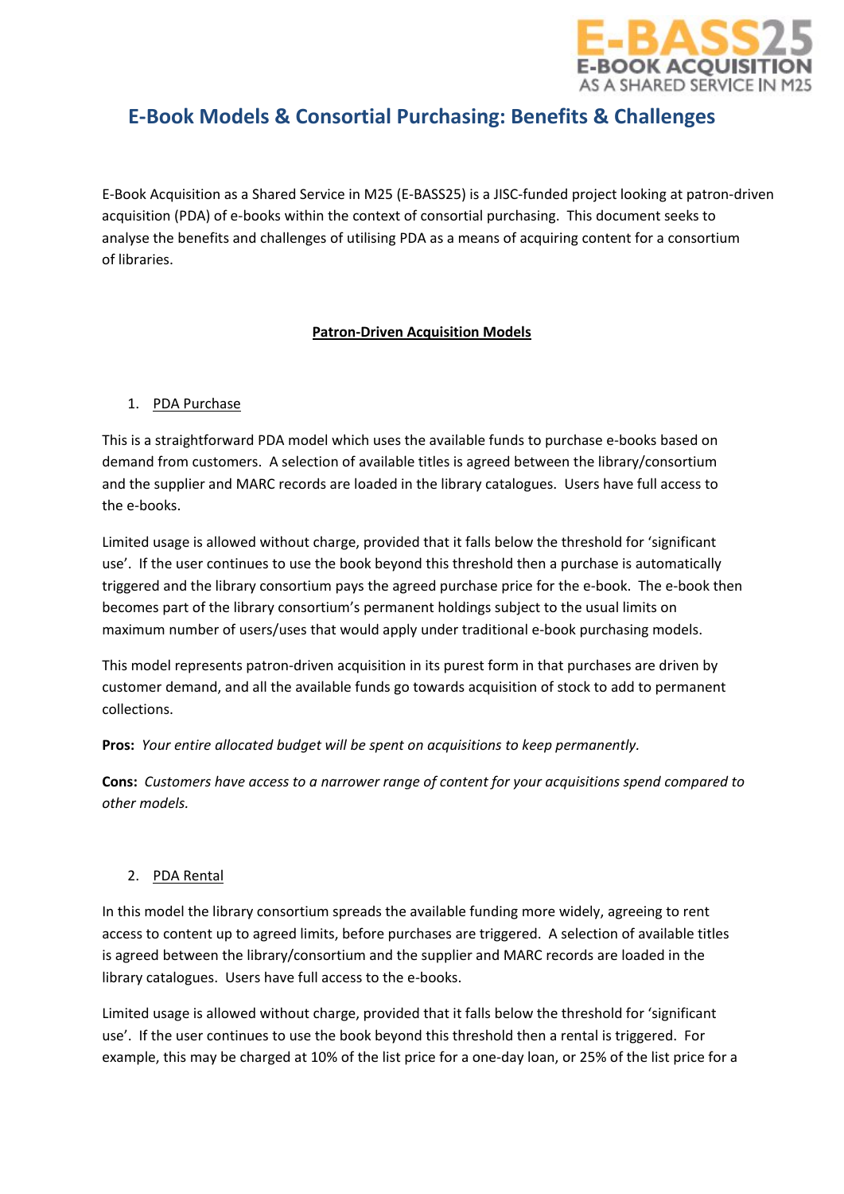# E-Book Models & Consortial Purchasing: Benefits & Challenges

E-Book Acquisition as a Shared Service in M25 (E-BASS25) is a JISC-funded project looking at patron-driven acquisition (PDA) of e-books within the context of consortial purchasing. This document seeks to analyse the benefits and challenges of utilising PDA as a means of acquiring content for a consortium of libraries.

## Patron-Driven Acquisition Models

### 1. PDA Purchase

This is a straightforward PDA model which uses the available funds to purchase e-books based on demand from customers. A selection of available titles is agreed between the library/consortium and the supplier and MARC records are loaded in the library catalogues. Users have full access to the e-books.

Limited usage is allowed without charge, provided that it falls below the threshold for 'significant use'. If the user continues to use the book beyond this threshold then a purchase is automatically triggered and the library consortium pays the agreed purchase price for the e-book. The e-book then becomes part of the library consortium's permanent holdings subject to the usual limits on maximum number of users/uses that would apply under traditional e-book purchasing models.

This model represents patron-driven acquisition in its purest form in that purchases are driven by customer demand, and all the available funds go towards acquisition of stock to add to permanent collections.

**Pros:** *Your entire allocated budget will be spent on acquisitions to keep permanently.*

**Cons:** *Customers have access to a narrower range of content for your acquisitions spend compared to other models.*

### 2. PDA Rental

In this model the library consortium spreads the available funding more widely, agreeing to rent access to content up to agreed limits, before purchases are triggered. A selection of available titles is agreed between the library/consortium and the supplier and MARC records are loaded in the library catalogues. Users have full access to the e-books.

Limited usage is allowed without charge, provided that it falls below the threshold for 'significant use'. If the user continues to use the book beyond this threshold then a rental is triggered. For example, this may be charged at 10% of the list price for a one-day loan, or 25% of the list price for a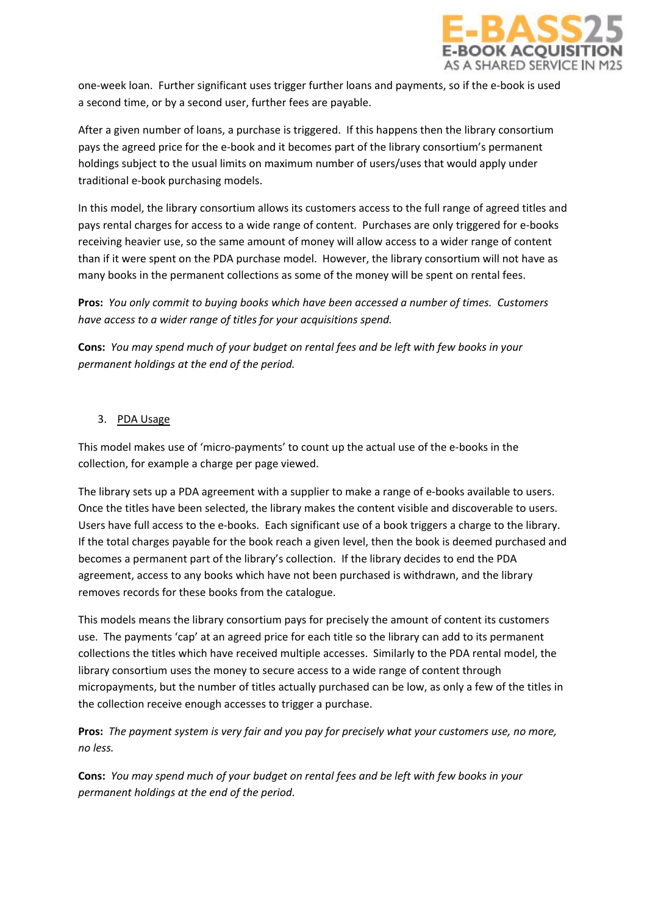one-week loan. Further significant uses trigger further loans and payments, so if the e-book is used a second time, or by a second user, further fees are payable.

After a given number of loans, a purchase is triggered. If this happens then the library consortium pays the agreed price for the e-book and it becomes part of the library consortium's permanent holdings subject to the usual limits on maximum number of users/uses that would apply under traditional e-book purchasing models.

In this model, the library consortium allows its customers access to the full range of agreed titles and pays rental charges for access to a wide range of content. Purchases are only triggered for e-books receiving heavier use, so the same amount of money will allow access to a wider range of content than if it were spent on the PDA purchase model. However, the library consortium will not have as many books in the permanent collections as some of the money will be spent on rental fees.

**Pros:** *You only commit to buying books which have been accessed a number of times. Customers have access to a wider range of titles for your acquisitions spend.*

**Cons:** *You may spend much of your budget on rental fees and be left with few books in your permanent holdings at the end of the period.*

3. PDA Usage

This model makes use of 'micro-payments' to count up the actual use of the e-books in the collection, for example a charge per page viewed.

The library sets up a PDA agreement with a supplier to make a range of e-books available to users. Once the titles have been selected, the library makes the content visible and discoverable to users. Users have full access to the e-books. Each significant use of a book triggers a charge to the library. If the total charges payable for the book reach a given level, then the book is deemed purchased and becomes a permanent part of the library's collection. If the library decides to end the PDA agreement, access to any books which have not been purchased is withdrawn, and the library removes records for these books from the catalogue.

This models means the library consortium pays for precisely the amount of content its customers use. The payments 'cap' at an agreed price for each title so the library can add to its permanent collections the titles which have received multiple accesses. Similarly to the PDA rental model, the library consortium uses the money to secure access to a wide range of content through micropayments, but the number of titles actually purchased can be low, as only a few of the titles in the collection receive enough accesses to trigger a purchase.

**Pros:** *The payment system is very fair and you pay for precisely what your customers use, no more, no less.*

**Cons:** *You may spend much of your budget on rental fees and be left with few books in your permanent holdings at the end of the period.*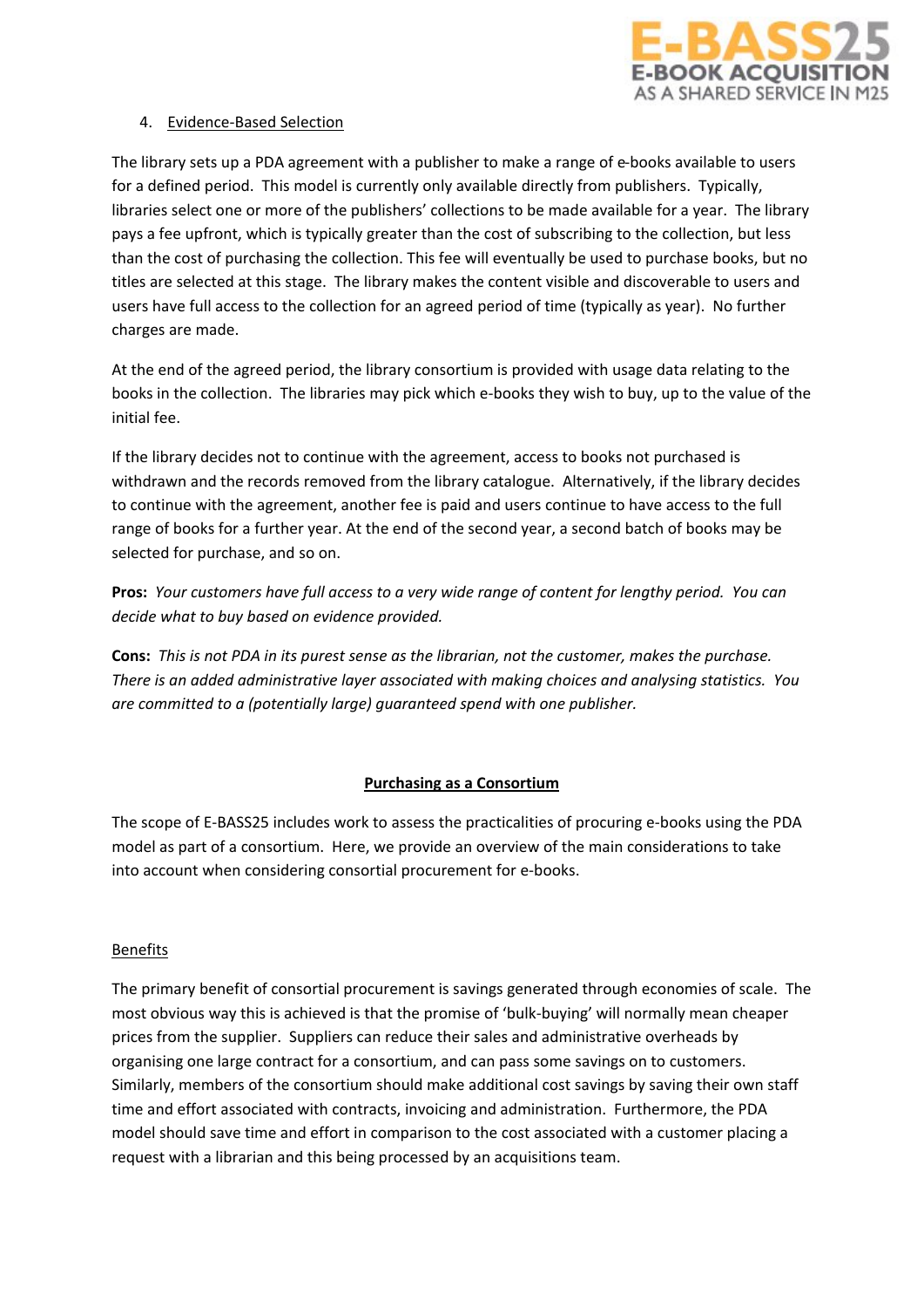4. Evidence-Based Selection

The library sets up a PDA agreement with a publisher to make a range of e-books available to users for a defined period. This model is currently only available directly from publishers. Typically, libraries select one or more of the publishers' collections to be made available for a year. The library pays a fee upfront, which is typically greater than the cost of subscribing to the collection, but less than the cost of purchasing the collection. This fee will eventually be used to purchase books, but no titles are selected at this stage. The library makes the content visible and discoverable to users and users have full access to the collection for an agreed period of time (typically as year). No further charges are made.

At the end of the agreed period, the library consortium is provided with usage data relating to the books in the collection. The libraries may pick which e-books they wish to buy, up to the value of the initial fee.

If the library decides not to continue with the agreement, access to books not purchased is withdrawn and the records removed from the library catalogue. Alternatively, if the library decides to continue with the agreement, another fee is paid and users continue to have access to the full range of books for a further year. At the end of the second year, a second batch of books may be selected for purchase, and so on.

**Pros:** *Your customers have full access to a very wide range of content for lengthy period. You can decide what to buy based on evidence provided.*

**Cons:** *This is not PDA in its purest sense as the librarian, not the customer, makes the purchase. There is an added administrative layer associated with making choices and analysing statistics. You are committed to a (potentially large) guaranteed spend with one publisher.*

## Purchasing as a Consortium

The scope of E-BASS25 includes work to assess the practicalities of procuring e-books using the PDA model as part of a consortium. Here, we provide an overview of the main considerations to take into account when considering consortial procurement for e-books.

### Benefits

The primary benefit of consortial procurement is savings generated through economies of scale. The most obvious way this is achieved is that the promise of 'bulk-buying' will normally mean cheaper prices from the supplier. Suppliers can reduce their sales and administrative overheads by organising one large contract for a consortium, and can pass some savings on to customers. Similarly, members of the consortium should make additional cost savings by saving their own staff time and effort associated with contracts, invoicing and administration. Furthermore, the PDA model should save time and effort in comparison to the cost associated with a customer placing a request with a librarian and this being processed by an acquisitions team.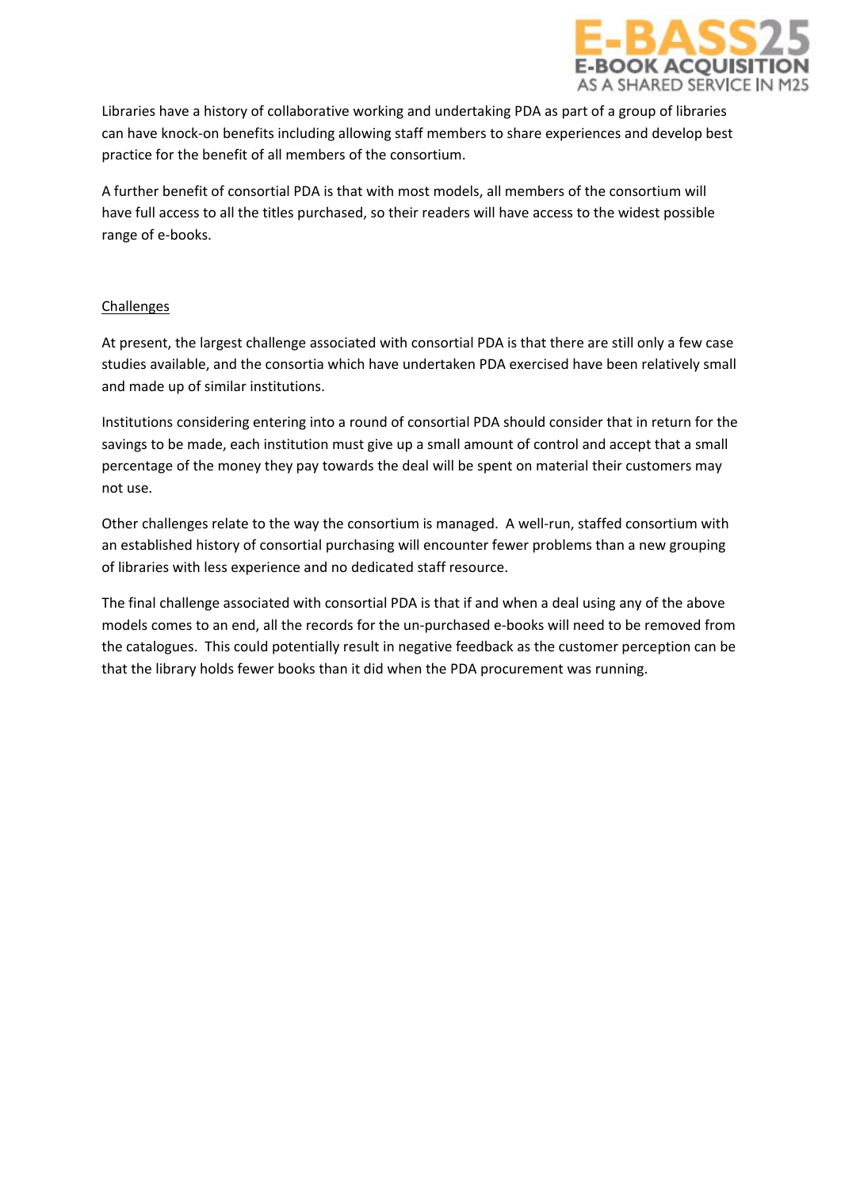Libraries have a history of collaborative working and undertaking PDA as part of a group of libraries can have knock-on benefits including allowing staff members to share experiences and develop best practice for the benefit of all members of the consortium.

A further benefit of consortial PDA is that with most models, all members of the consortium will have full access to all the titles purchased, so their readers will have access to the widest possible range of e-books.

<u>Challenges</u>

At present, the largest challenge associated with consortial PDA is that there are still only a few case studies available, and the consortia which have undertaken PDA exercised have been relatively small and made up of similar institutions.

Institutions considering entering into a round of consortial PDA should consider that in return for the savings to be made, each institution must give up a small amount of control and accept that a small percentage of the money they pay towards the deal will be spent on material their customers may not use.

Other challenges relate to the way the consortium is managed. A well-run, staffed consortium with an established history of consortial purchasing will encounter fewer problems than a new grouping of libraries with less experience and no dedicated staff resource.

The final challenge associated with consortial PDA is that if and when a deal using any of the above models comes to an end, all the records for the un-purchased e-books will need to be removed from the catalogues. This could potentially result in negative feedback as the customer perception can be that the library holds fewer books than it did when the PDA procurement was running.